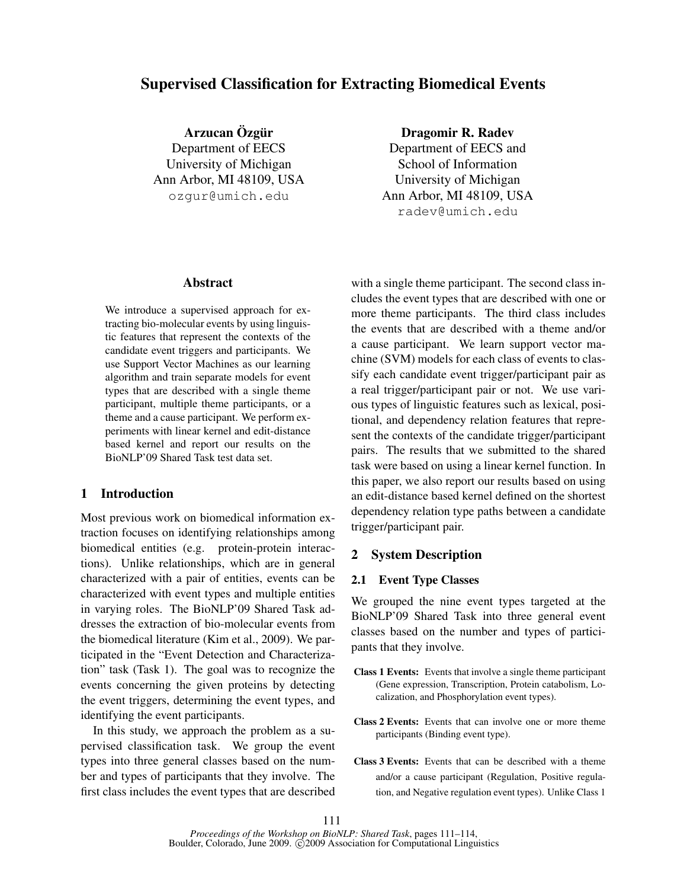# Supervised Classification for Extracting Biomedical Events

**Arzucan Özgür**
Department of EECS
University of Michigan
Ann Arbor, MI 48109, USA
ozgur@umich.edu

**Dragomir R. Radev**
Department of EECS and
School of Information
University of Michigan
Ann Arbor, MI 48109, USA
radev@umich.edu

## Abstract

We introduce a supervised approach for extracting bio-molecular events by using linguistic features that represent the contexts of the candidate event triggers and participants. We use Support Vector Machines as our learning algorithm and train separate models for event types that are described with a single theme participant, multiple theme participants, or a theme and a cause participant. We perform experiments with linear kernel and edit-distance based kernel and report our results on the BioNLP'09 Shared Task test data set.

## 1 Introduction

Most previous work on biomedical information extraction focuses on identifying relationships among biomedical entities (e.g. protein-protein interactions). Unlike relationships, which are in general characterized with a pair of entities, events can be characterized with event types and multiple entities in varying roles. The BioNLP'09 Shared Task addresses the extraction of bio-molecular events from the biomedical literature (Kim et al., 2009). We participated in the "Event Detection and Characterization" task (Task 1). The goal was to recognize the events concerning the given proteins by detecting the event triggers, determining the event types, and identifying the event participants.

In this study, we approach the problem as a supervised classification task. We group the event types into three general classes based on the number and types of participants that they involve. The first class includes the event types that are described with a single theme participant. The second class includes the event types that are described with one or more theme participants. The third class includes the events that are described with a theme and/or a cause participant. We learn support vector machine (SVM) models for each class of events to classify each candidate event trigger/participant pair as a real trigger/participant pair or not. We use various types of linguistic features such as lexical, positional, and dependency relation features that represent the contexts of the candidate trigger/participant pairs. The results that we submitted to the shared task were based on using a linear kernel function. In this paper, we also report our results based on using an edit-distance based kernel defined on the shortest dependency relation type paths between a candidate trigger/participant pair.

## 2 System Description

### 2.1 Event Type Classes

We grouped the nine event types targeted at the BioNLP'09 Shared Task into three general event classes based on the number and types of participants that they involve.

**Class 1 Events:** Events that involve a single theme participant (Gene expression, Transcription, Protein catabolism, Localization, and Phosphorylation event types).

**Class 2 Events:** Events that can involve one or more theme participants (Binding event type).

**Class 3 Events:** Events that can be described with a theme and/or a cause participant (Regulation, Positive regulation, and Negative regulation event types). Unlike Class 1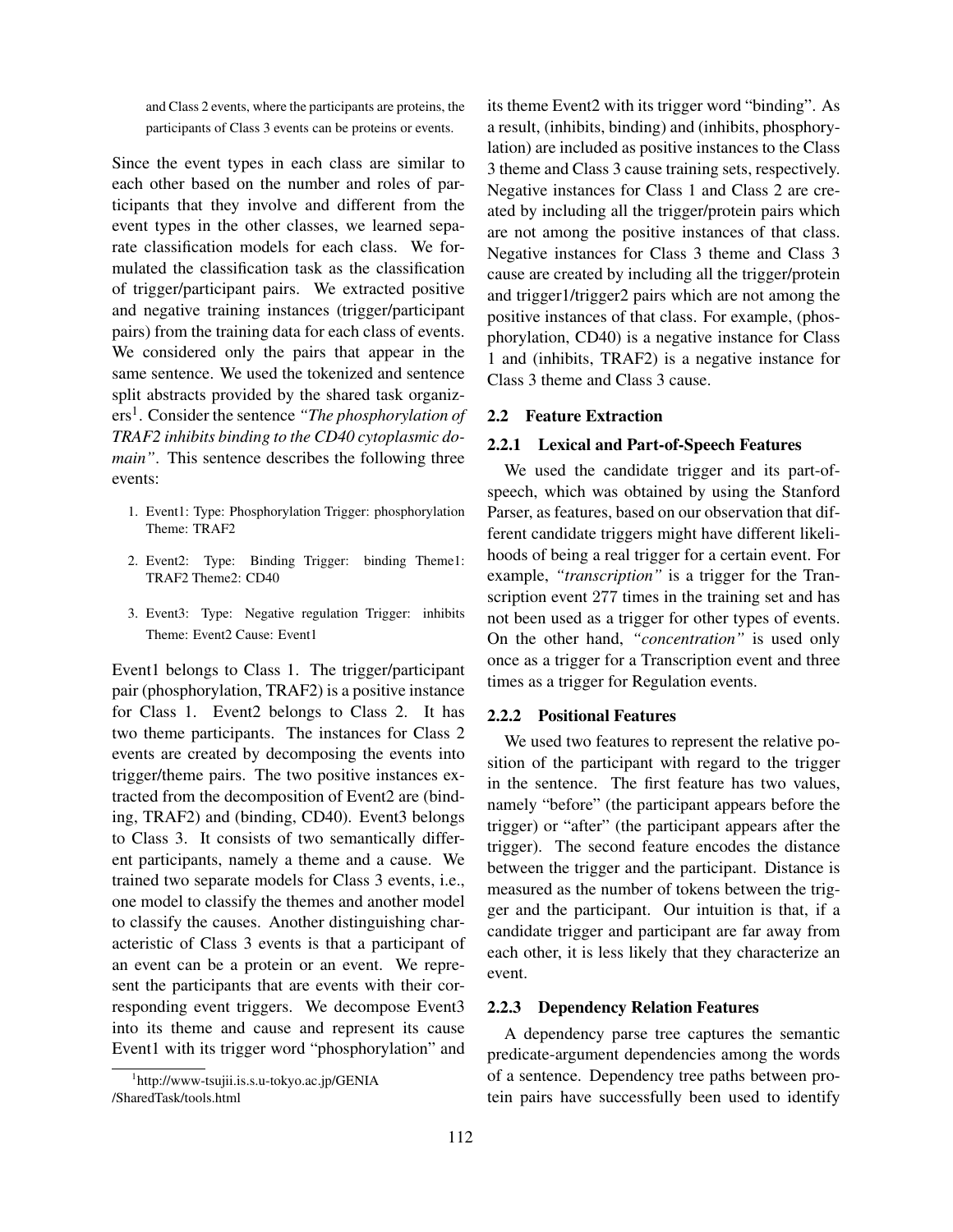and Class 2 events, where the participants are proteins, the participants of Class 3 events can be proteins or events.

Since the event types in each class are similar to each other based on the number and roles of participants that they involve and different from the event types in the other classes, we learned separate classification models for each class. We formulated the classification task as the classification of trigger/participant pairs. We extracted positive and negative training instances (trigger/participant pairs) from the training data for each class of events. We considered only the pairs that appear in the same sentence. We used the tokenized and sentence split abstracts provided by the shared task organizers[1]. Consider the sentence *"The phosphorylation of TRAF2 inhibits binding to the CD40 cytoplasmic domain"*. This sentence describes the following three events:

1. Event1: Type: Phosphorylation Trigger: phosphorylation Theme: TRAF2
2. Event2: Type: Binding Trigger: binding Theme1: TRAF2 Theme2: CD40
3. Event3: Type: Negative regulation Trigger: inhibits Theme: Event2 Cause: Event1

Event1 belongs to Class 1. The trigger/participant pair (phosphorylation, TRAF2) is a positive instance for Class 1. Event2 belongs to Class 2. It has two theme participants. The instances for Class 2 events are created by decomposing the events into trigger/theme pairs. The two positive instances extracted from the decomposition of Event2 are (binding, TRAF2) and (binding, CD40). Event3 belongs to Class 3. It consists of two semantically different participants, namely a theme and a cause. We trained two separate models for Class 3 events, i.e., one model to classify the themes and another model to classify the causes. Another distinguishing characteristic of Class 3 events is that a participant of an event can be a protein or an event. We represent the participants that are events with their corresponding event triggers. We decompose Event3 into its theme and cause and represent its cause Event1 with its trigger word "phosphorylation" and its theme Event2 with its trigger word "binding". As a result, (inhibits, binding) and (inhibits, phosphorylation) are included as positive instances to the Class 3 theme and Class 3 cause training sets, respectively. Negative instances for Class 1 and Class 2 are created by including all the trigger/protein pairs which are not among the positive instances of that class. Negative instances for Class 3 theme and Class 3 cause are created by including all the trigger/protein and trigger1/trigger2 pairs which are not among the positive instances of that class. For example, (phosphorylation, CD40) is a negative instance for Class 1 and (inhibits, TRAF2) is a negative instance for Class 3 theme and Class 3 cause.

[1] http://www-tsujii.is.s.u-tokyo.ac.jp/GENIA/SharedTask/tools.html

## 2.2 Feature Extraction

### 2.2.1 Lexical and Part-of-Speech Features

We used the candidate trigger and its part-of-speech, which was obtained by using the Stanford Parser, as features, based on our observation that different candidate triggers might have different likelihoods of being a real trigger for a certain event. For example, *"transcription"* is a trigger for the Transcription event 277 times in the training set and has not been used as a trigger for other types of events. On the other hand, *"concentration"* is used only once as a trigger for a Transcription event and three times as a trigger for Regulation events.

### 2.2.2 Positional Features

We used two features to represent the relative position of the participant with regard to the trigger in the sentence. The first feature has two values, namely "before" (the participant appears before the trigger) or "after" (the participant appears after the trigger). The second feature encodes the distance between the trigger and the participant. Distance is measured as the number of tokens between the trigger and the participant. Our intuition is that, if a candidate trigger and participant are far away from each other, it is less likely that they characterize an event.

### 2.2.3 Dependency Relation Features

A dependency parse tree captures the semantic predicate-argument dependencies among the words of a sentence. Dependency tree paths between protein pairs have successfully been used to identify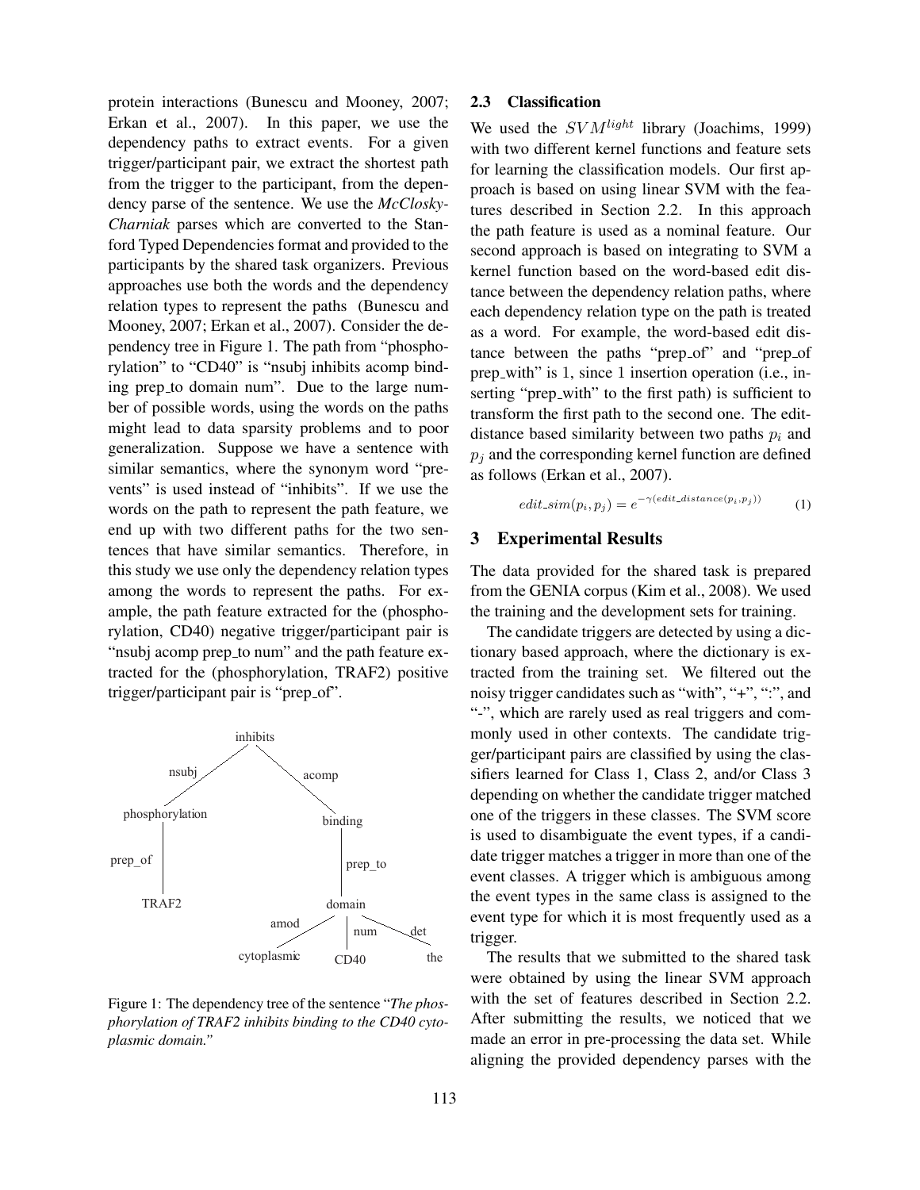protein interactions (Bunescu and Mooney, 2007; Erkan et al., 2007). In this paper, we use the dependency paths to extract events. For a given trigger/participant pair, we extract the shortest path from the trigger to the participant, from the dependency parse of the sentence. We use the *McClosky-Charniak* parses which are converted to the Stanford Typed Dependencies format and provided to the participants by the shared task organizers. Previous approaches use both the words and the dependency relation types to represent the paths (Bunescu and Mooney, 2007; Erkan et al., 2007). Consider the dependency tree in Figure 1. The path from "phosphorylation" to "CD40" is "nsubj inhibits acomp binding prep_to domain num". Due to the large number of possible words, using the words on the paths might lead to data sparsity problems and to poor generalization. Suppose we have a sentence with similar semantics, where the synonym word "prevents" is used instead of "inhibits". If we use the words on the path to represent the path feature, we end up with two different paths for the two sentences that have similar semantics. Therefore, in this study we use only the dependency relation types among the words to represent the paths. For example, the path feature extracted for the (phosphorylation, CD40) negative trigger/participant pair is "nsubj acomp prep_to num" and the path feature extracted for the (phosphorylation, TRAF2) positive trigger/participant pair is "prep_of".

Figure 1: The dependency tree of the sentence "*The phosphorylation of TRAF2 inhibits binding to the CD40 cytoplasmic domain.*"

## 2.3 Classification

We used the $SVM^{light}$ library (Joachims, 1999) with two different kernel functions and feature sets for learning the classification models. Our first approach is based on using linear SVM with the features described in Section 2.2. In this approach the path feature is used as a nominal feature. Our second approach is based on integrating to SVM a kernel function based on the word-based edit distance between the dependency relation paths, where each dependency relation type on the path is treated as a word. For example, the word-based edit distance between the paths "prep_of" and "prep_of prep_with" is 1, since 1 insertion operation (i.e., inserting "prep_with" to the first path) is sufficient to transform the first path to the second one. The edit-distance based similarity between two paths $p_i$ and $p_j$ and the corresponding kernel function are defined as follows (Erkan et al., 2007).

$$edit\_sim(p_i, p_j) = e^{-\gamma(edit\_distance(p_i, p_j))} \quad (1)$$

# 3 Experimental Results

The data provided for the shared task is prepared from the GENIA corpus (Kim et al., 2008). We used the training and the development sets for training.

The candidate triggers are detected by using a dictionary based approach, where the dictionary is extracted from the training set. We filtered out the noisy trigger candidates such as "with", "+", ":", and "-", which are rarely used as real triggers and commonly used in other contexts. The candidate trigger/participant pairs are classified by using the classifiers learned for Class 1, Class 2, and/or Class 3 depending on whether the candidate trigger matched one of the triggers in these classes. The SVM score is used to disambiguate the event types, if a candidate trigger matches a trigger in more than one of the event classes. A trigger which is ambiguous among the event types in the same class is assigned to the event type for which it is most frequently used as a trigger.

The results that we submitted to the shared task were obtained by using the linear SVM approach with the set of features described in Section 2.2. After submitting the results, we noticed that we made an error in pre-processing the data set. While aligning the provided dependency parses with the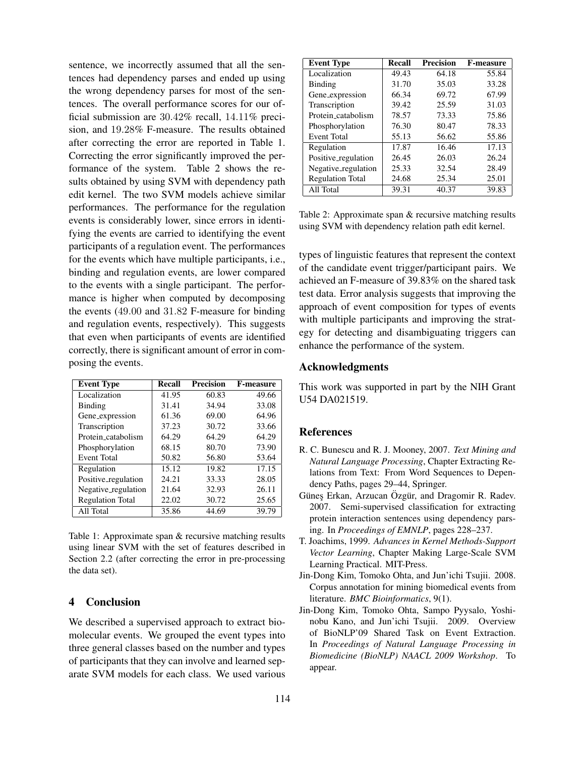sentence, we incorrectly assumed that all the sentences had dependency parses and ended up using the wrong dependency parses for most of the sentences. The overall performance scores for our official submission are 30.42% recall, 14.11% precision, and 19.28% F-measure. The results obtained after correcting the error are reported in Table 1. Correcting the error significantly improved the performance of the system. Table 2 shows the results obtained by using SVM with dependency path edit kernel. The two SVM models achieve similar performances. The performance for the regulation events is considerably lower, since errors in identifying the events are carried to identifying the event participants of a regulation event. The performances for the events which have multiple participants, i.e., binding and regulation events, are lower compared to the events with a single participant. The performance is higher when computed by decomposing the events (49.00 and 31.82 F-measure for binding and regulation events, respectively). This suggests that even when participants of events are identified correctly, there is significant amount of error in composing the events.

| Event Type | Recall | Precision | F-measure |
|---|---|---|---|
| Localization | 41.95 | 60.83 | 49.66 |
| Binding | 31.41 | 34.94 | 33.08 |
| Gene_expression | 61.36 | 69.00 | 64.96 |
| Transcription | 37.23 | 30.72 | 33.66 |
| Protein_catabolism | 64.29 | 64.29 | 64.29 |
| Phosphorylation | 68.15 | 80.70 | 73.90 |
| Event Total | 50.82 | 56.80 | 53.64 |
| Regulation | 15.12 | 19.82 | 17.15 |
| Positive_regulation | 24.21 | 33.33 | 28.05 |
| Negative_regulation | 21.64 | 32.93 | 26.11 |
| Regulation Total | 22.02 | 30.72 | 25.65 |
| All Total | 35.86 | 44.69 | 39.79 |

Table 1: Approximate span & recursive matching results using linear SVM with the set of features described in Section 2.2 (after correcting the error in pre-processing the data set).

## 4 Conclusion

We described a supervised approach to extract biomolecular events. We grouped the event types into three general classes based on the number and types of participants that they can involve and learned separate SVM models for each class. We used various types of linguistic features that represent the context of the candidate event trigger/participant pairs. We achieved an F-measure of 39.83% on the shared task test data. Error analysis suggests that improving the approach of event composition for types of events with multiple participants and improving the strategy for detecting and disambiguating triggers can enhance the performance of the system.

| Event Type | Recall | Precision | F-measure |
|---|---|---|---|
| Localization | 49.43 | 64.18 | 55.84 |
| Binding | 31.70 | 35.03 | 33.28 |
| Gene_expression | 66.34 | 69.72 | 67.99 |
| Transcription | 39.42 | 25.59 | 31.03 |
| Protein_catabolism | 78.57 | 73.33 | 75.86 |
| Phosphorylation | 76.30 | 80.47 | 78.33 |
| Event Total | 55.13 | 56.62 | 55.86 |
| Regulation | 17.87 | 16.46 | 17.13 |
| Positive_regulation | 26.45 | 26.03 | 26.24 |
| Negative_regulation | 25.33 | 32.54 | 28.49 |
| Regulation Total | 24.68 | 25.34 | 25.01 |
| All Total | 39.31 | 40.37 | 39.83 |

Table 2: Approximate span & recursive matching results using SVM with dependency relation path edit kernel.

## Acknowledgments

This work was supported in part by the NIH Grant U54 DA021519.

## References

R. C. Bunescu and R. J. Mooney, 2007. *Text Mining and Natural Language Processing*, Chapter Extracting Relations from Text: From Word Sequences to Dependency Paths, pages 29–44, Springer.

Güneş Erkan, Arzucan Özgür, and Dragomir R. Radev. 2007. Semi-supervised classification for extracting protein interaction sentences using dependency parsing. In *Proceedings of EMNLP*, pages 228–237.

T. Joachims, 1999. *Advances in Kernel Methods-Support Vector Learning*, Chapter Making Large-Scale SVM Learning Practical. MIT-Press.

Jin-Dong Kim, Tomoko Ohta, and Jun'ichi Tsujii. 2008. Corpus annotation for mining biomedical events from literature. *BMC Bioinformatics*, 9(1).

Jin-Dong Kim, Tomoko Ohta, Sampo Pyysalo, Yoshinobu Kano, and Jun'ichi Tsujii. 2009. Overview of BioNLP'09 Shared Task on Event Extraction. In *Proceedings of Natural Language Processing in Biomedicine (BioNLP) NAACL 2009 Workshop*. To appear.